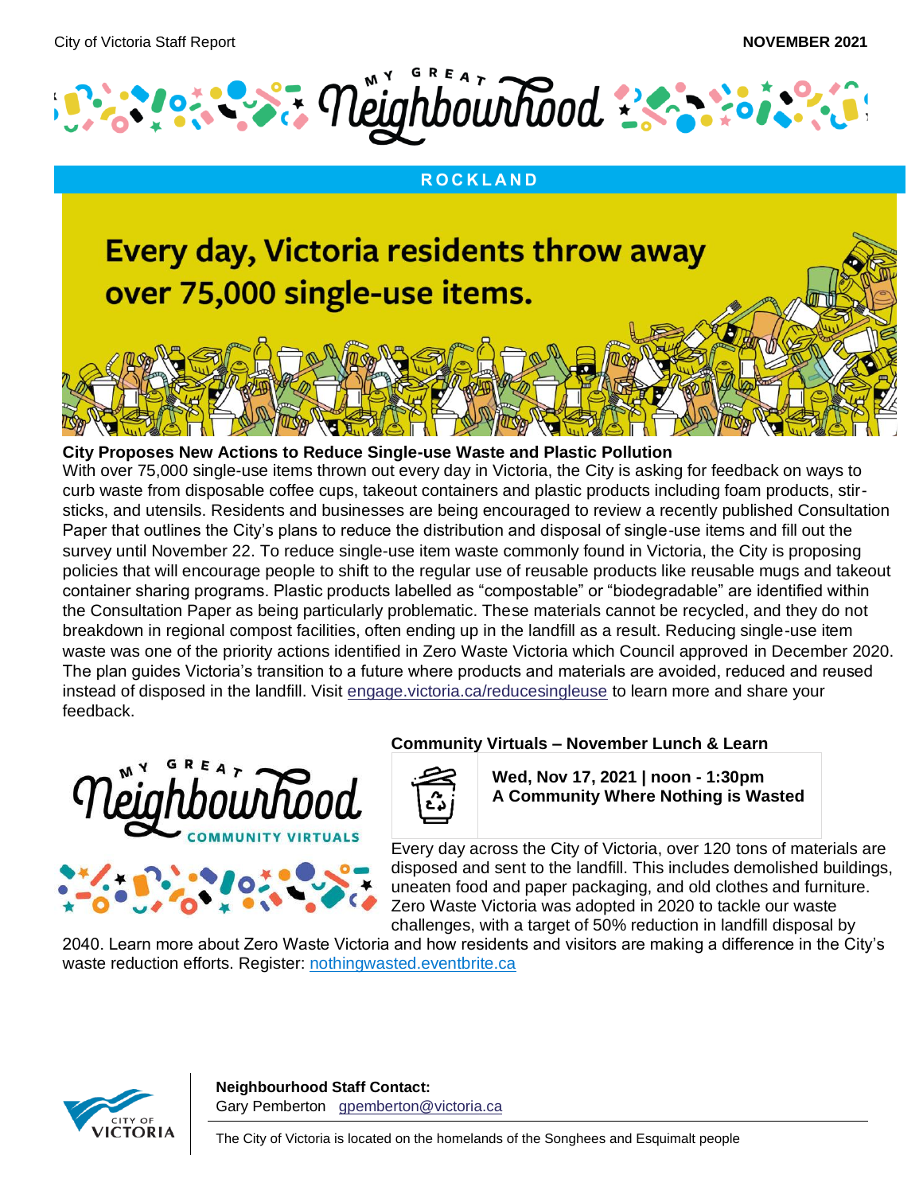City of Victoria Staff Report

**NOVEMBER 2021**

# MY GREAT Neighbourhood

## ROCKLAND

Every day, Victoria residents throw away over 75,000 single-use items.

### City Proposes New Actions to Reduce Single-use Waste and Plastic Pollution

With over 75,000 single-use items thrown out every day in Victoria, the City is asking for feedback on ways to curb waste from disposable coffee cups, takeout containers and plastic products including foam products, stir-sticks, and utensils. Residents and businesses are being encouraged to review a recently published Consultation Paper that outlines the City's plans to reduce the distribution and disposal of single-use items and fill out the survey until November 22. To reduce single-use item waste commonly found in Victoria, the City is proposing policies that will encourage people to shift to the regular use of reusable products like reusable mugs and takeout container sharing programs. Plastic products labelled as "compostable" or "biodegradable" are identified within the Consultation Paper as being particularly problematic. These materials cannot be recycled, and they do not breakdown in regional compost facilities, often ending up in the landfill as a result. Reducing single-use item waste was one of the priority actions identified in Zero Waste Victoria which Council approved in December 2020. The plan guides Victoria's transition to a future where products and materials are avoided, reduced and reused instead of disposed in the landfill. Visit [engage.victoria.ca/reducesingleuse](engage.victoria.ca/reducesingleuse) to learn more and share your feedback.

MY GREAT Neighbourhood COMMUNITY VIRTUALS

### Community Virtuals – November Lunch & Learn

**Wed, Nov 17, 2021 | noon - 1:30pm**
**A Community Where Nothing is Wasted**

Every day across the City of Victoria, over 120 tons of materials are disposed and sent to the landfill. This includes demolished buildings, uneaten food and paper packaging, and old clothes and furniture. Zero Waste Victoria was adopted in 2020 to tackle our waste challenges, with a target of 50% reduction in landfill disposal by 2040. Learn more about Zero Waste Victoria and how residents and visitors are making a difference in the City's waste reduction efforts. Register: [nothingwasted.eventbrite.ca](nothingwasted.eventbrite.ca)

**Neighbourhood Staff Contact:**
Gary Pemberton [gpemberton@victoria.ca](mailto:gpemberton@victoria.ca)

The City of Victoria is located on the homelands of the Songhees and Esquimalt people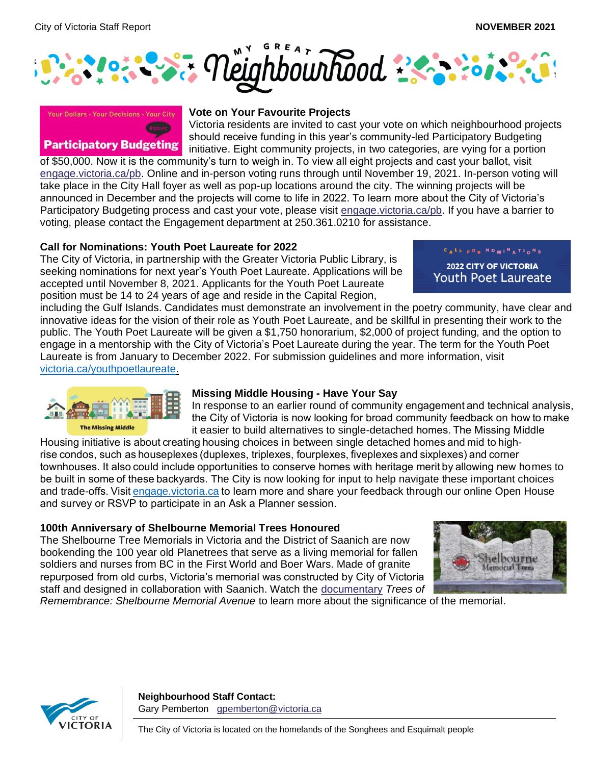# My Great Neighbourhood

### Vote on Your Favourite Projects

Victoria residents are invited to cast your vote on which neighbourhood projects should receive funding in this year's community-led Participatory Budgeting initiative. Eight community projects, in two categories, are vying for a portion of $50,000. Now it is the community's turn to weigh in. To view all eight projects and cast your ballot, visit engage.victoria.ca/pb. Online and in-person voting runs through until November 19, 2021. In-person voting will take place in the City Hall foyer as well as pop-up locations around the city. The winning projects will be announced in December and the projects will come to life in 2022. To learn more about the City of Victoria's Participatory Budgeting process and cast your vote, please visit engage.victoria.ca/pb. If you have a barrier to voting, please contact the Engagement department at 250.361.0210 for assistance.

### Call for Nominations: Youth Poet Laureate for 2022

The City of Victoria, in partnership with the Greater Victoria Public Library, is seeking nominations for next year's Youth Poet Laureate. Applications will be accepted until November 8, 2021. Applicants for the Youth Poet Laureate position must be 14 to 24 years of age and reside in the Capital Region, including the Gulf Islands. Candidates must demonstrate an involvement in the poetry community, have clear and innovative ideas for the vision of their role as Youth Poet Laureate, and be skillful in presenting their work to the public. The Youth Poet Laureate will be given a $1,750 honorarium, $2,000 of project funding, and the option to engage in a mentorship with the City of Victoria's Poet Laureate during the year. The term for the Youth Poet Laureate is from January to December 2022. For submission guidelines and more information, visit victoria.ca/youthpoetlaureate.

### Missing Middle Housing - Have Your Say

In response to an earlier round of community engagement and technical analysis, the City of Victoria is now looking for broad community feedback on how to make it easier to build alternatives to single-detached homes. The Missing Middle Housing initiative is about creating housing choices in between single detached homes and mid to high-rise condos, such as houseplexes (duplexes, triplexes, fourplexes, fiveplexes and sixplexes) and corner townhouses. It also could include opportunities to conserve homes with heritage merit by allowing new homes to be built in some of these backyards. The City is now looking for input to help navigate these important choices and trade-offs. Visit engage.victoria.ca to learn more and share your feedback through our online Open House and survey or RSVP to participate in an Ask a Planner session.

### 100th Anniversary of Shelbourne Memorial Trees Honoured

The Shelbourne Tree Memorials in Victoria and the District of Saanich are now bookending the 100 year old Planetrees that serve as a living memorial for fallen soldiers and nurses from BC in the First World and Boer Wars. Made of granite repurposed from old curbs, Victoria's memorial was constructed by City of Victoria staff and designed in collaboration with Saanich. Watch the documentary *Trees of Remembrance: Shelbourne Memorial Avenue* to learn more about the significance of the memorial.

**Neighbourhood Staff Contact:**
Gary Pemberton gpemberton@victoria.ca

The City of Victoria is located on the homelands of the Songhees and Esquimalt people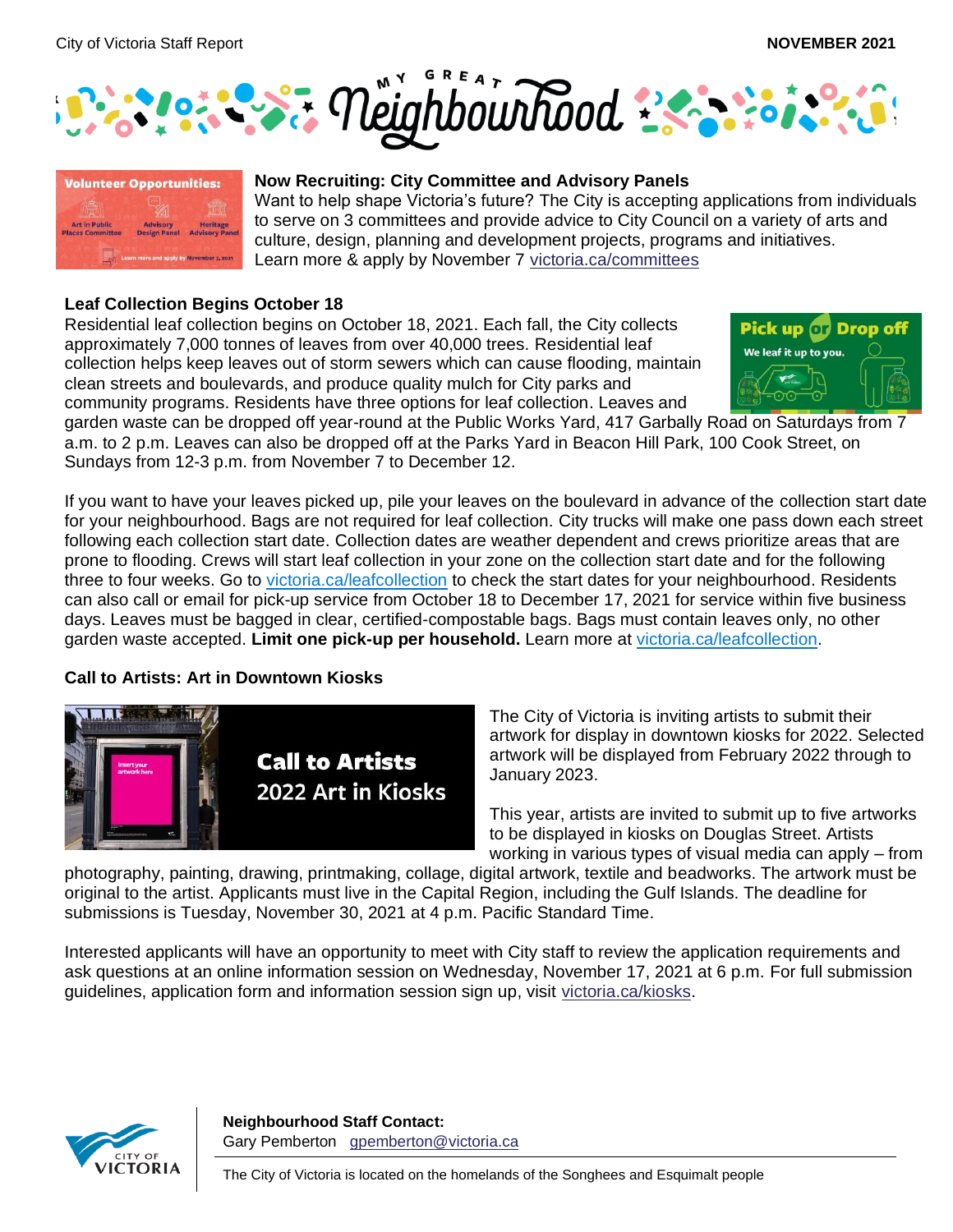## Now Recruiting: City Committee and Advisory Panels

Want to help shape Victoria's future? The City is accepting applications from individuals to serve on 3 committees and provide advice to City Council on a variety of arts and culture, design, planning and development projects, programs and initiatives. Learn more & apply by November 7 victoria.ca/committees

## Leaf Collection Begins October 18

Residential leaf collection begins on October 18, 2021. Each fall, the City collects approximately 7,000 tonnes of leaves from over 40,000 trees. Residential leaf collection helps keep leaves out of storm sewers which can cause flooding, maintain clean streets and boulevards, and produce quality mulch for City parks and community programs. Residents have three options for leaf collection. Leaves and garden waste can be dropped off year-round at the Public Works Yard, 417 Garbally Road on Saturdays from 7 a.m. to 2 p.m. Leaves can also be dropped off at the Parks Yard in Beacon Hill Park, 100 Cook Street, on Sundays from 12-3 p.m. from November 7 to December 12.

If you want to have your leaves picked up, pile your leaves on the boulevard in advance of the collection start date for your neighbourhood. Bags are not required for leaf collection. City trucks will make one pass down each street following each collection start date. Collection dates are weather dependent and crews prioritize areas that are prone to flooding. Crews will start leaf collection in your zone on the collection start date and for the following three to four weeks. Go to victoria.ca/leafcollection to check the start dates for your neighbourhood. Residents can also call or email for pick-up service from October 18 to December 17, 2021 for service within five business days. Leaves must be bagged in clear, certified-compostable bags. Bags must contain leaves only, no other garden waste accepted. **Limit one pick-up per household.** Learn more at victoria.ca/leafcollection.

## Call to Artists: Art in Downtown Kiosks

The City of Victoria is inviting artists to submit their artwork for display in downtown kiosks for 2022. Selected artwork will be displayed from February 2022 through to January 2023.

This year, artists are invited to submit up to five artworks to be displayed in kiosks on Douglas Street. Artists working in various types of visual media can apply – from photography, painting, drawing, printmaking, collage, digital artwork, textile and beadworks. The artwork must be original to the artist. Applicants must live in the Capital Region, including the Gulf Islands. The deadline for submissions is Tuesday, November 30, 2021 at 4 p.m. Pacific Standard Time.

Interested applicants will have an opportunity to meet with City staff to review the application requirements and ask questions at an online information session on Wednesday, November 17, 2021 at 6 p.m. For full submission guidelines, application form and information session sign up, visit victoria.ca/kiosks.

**Neighbourhood Staff Contact:**
Gary Pemberton gpemberton@victoria.ca

The City of Victoria is located on the homelands of the Songhees and Esquimalt people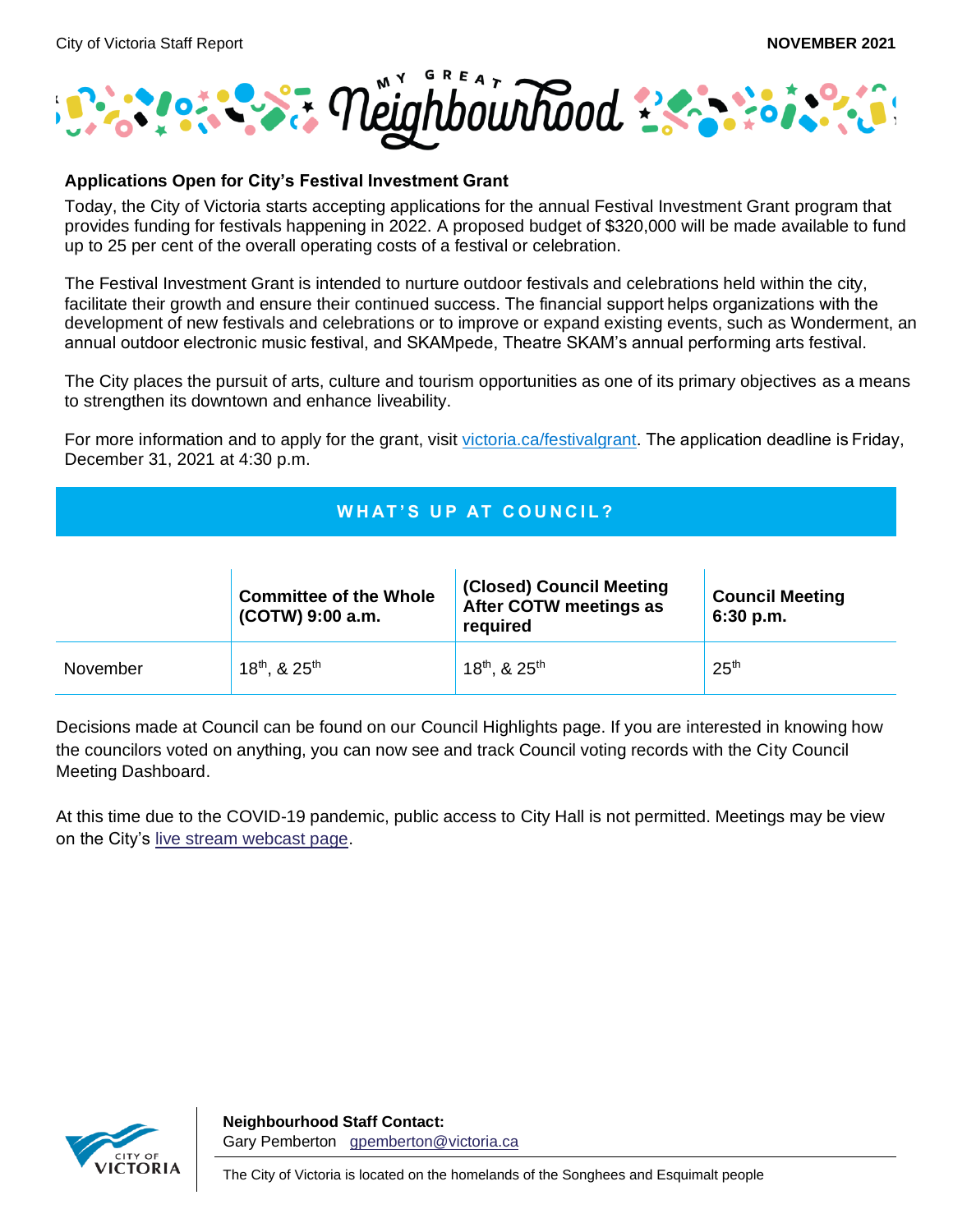## Applications Open for City's Festival Investment Grant

Today, the City of Victoria starts accepting applications for the annual Festival Investment Grant program that provides funding for festivals happening in 2022. A proposed budget of $320,000 will be made available to fund up to 25 per cent of the overall operating costs of a festival or celebration.

The Festival Investment Grant is intended to nurture outdoor festivals and celebrations held within the city, facilitate their growth and ensure their continued success. The financial support helps organizations with the development of new festivals and celebrations or to improve or expand existing events, such as Wonderment, an annual outdoor electronic music festival, and SKAMpede, Theatre SKAM's annual performing arts festival.

The City places the pursuit of arts, culture and tourism opportunities as one of its primary objectives as a means to strengthen its downtown and enhance liveability.

For more information and to apply for the grant, visit victoria.ca/festivalgrant. The application deadline is Friday, December 31, 2021 at 4:30 p.m.

## WHAT'S UP AT COUNCIL?

| | Committee of the Whole (COTW) 9:00 a.m. | (Closed) Council Meeting After COTW meetings as required | Council Meeting 6:30 p.m. |
|---|---|---|---|
| November | 18th, & 25th | 18th, & 25th | 25th |

Decisions made at Council can be found on our Council Highlights page. If you are interested in knowing how the councilors voted on anything, you can now see and track Council voting records with the City Council Meeting Dashboard.

At this time due to the COVID-19 pandemic, public access to City Hall is not permitted. Meetings may be view on the City's live stream webcast page.

**Neighbourhood Staff Contact:**
Gary Pemberton gpemberton@victoria.ca

The City of Victoria is located on the homelands of the Songhees and Esquimalt people